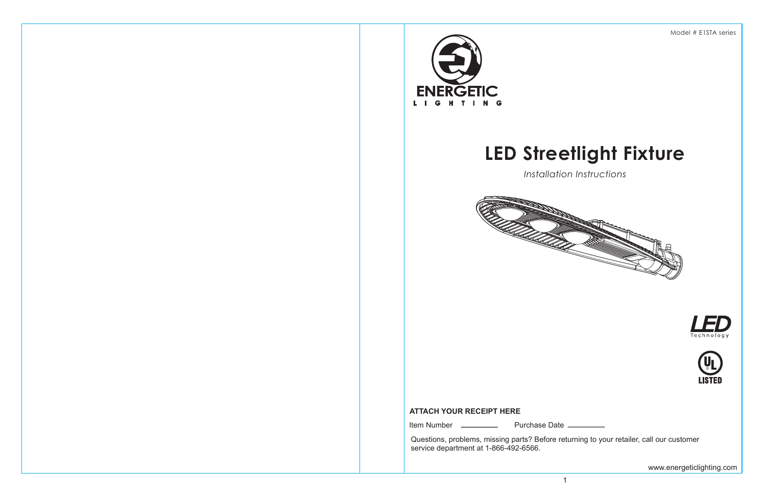Model # E1STA series

ENERGETIC
LIGHTING

# LED Streetlight Fixture

*Installation Instructions*

LED Technology

UL LISTED

**ATTACH YOUR RECEIPT HERE**

Item Number \_\_\_\_\_\_\_\_\_\_ Purchase Date \_\_\_\_\_\_\_\_\_\_

Questions, problems, missing parts? Before returning to your retailer, call our customer service department at 1-866-492-6566.

www.energeticlighting.com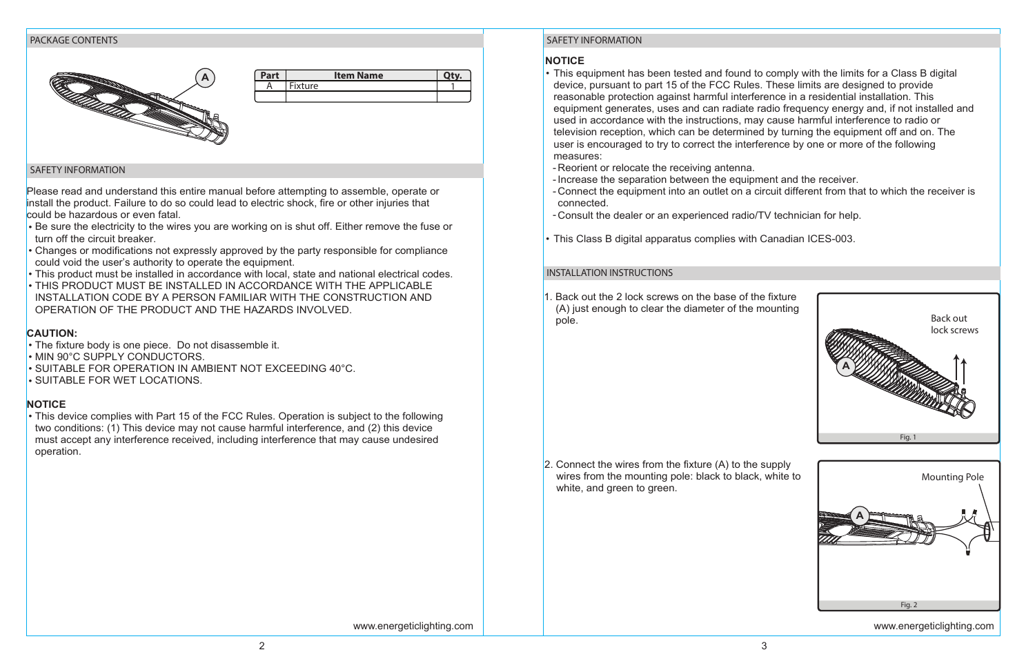## PACKAGE CONTENTS

| Part | Item Name | Qty. |
| --- | --- | --- |
| A | Fixture | 1 |
| | | |

## SAFETY INFORMATION

Please read and understand this entire manual before attempting to assemble, operate or install the product. Failure to do so could lead to electric shock, fire or other injuries that could be hazardous or even fatal.

- Be sure the electricity to the wires you are working on is shut off. Either remove the fuse or turn off the circuit breaker.
- Changes or modifications not expressly approved by the party responsible for compliance could void the user's authority to operate the equipment.
- This product must be installed in accordance with local, state and national electrical codes.
- THIS PRODUCT MUST BE INSTALLED IN ACCORDANCE WITH THE APPLICABLE INSTALLATION CODE BY A PERSON FAMILIAR WITH THE CONSTRUCTION AND OPERATION OF THE PRODUCT AND THE HAZARDS INVOLVED.

**CAUTION:**

- The fixture body is one piece. Do not disassemble it.
- MIN 90°C SUPPLY CONDUCTORS.
- SUITABLE FOR OPERATION IN AMBIENT NOT EXCEEDING 40°C.
- SUITABLE FOR WET LOCATIONS.

**NOTICE**

- This device complies with Part 15 of the FCC Rules. Operation is subject to the following two conditions: (1) This device may not cause harmful interference, and (2) this device must accept any interference received, including interference that may cause undesired operation.

www.energeticlighting.com

## SAFETY INFORMATION

**NOTICE**

- This equipment has been tested and found to comply with the limits for a Class B digital device, pursuant to part 15 of the FCC Rules. These limits are designed to provide reasonable protection against harmful interference in a residential installation. This equipment generates, uses and can radiate radio frequency energy and, if not installed and used in accordance with the instructions, may cause harmful interference to radio or television reception, which can be determined by turning the equipment off and on. The user is encouraged to try to correct the interference by one or more of the following measures:
  - Reorient or relocate the receiving antenna.
  - Increase the separation between the equipment and the receiver.
  - Connect the equipment into an outlet on a circuit different from that to which the receiver is connected.
  - Consult the dealer or an experienced radio/TV technician for help.
- This Class B digital apparatus complies with Canadian ICES-003.

## INSTALLATION INSTRUCTIONS

1. Back out the 2 lock screws on the base of the fixture (A) just enough to clear the diameter of the mounting pole.

Back out lock screws

Fig. 1

2. Connect the wires from the fixture (A) to the supply wires from the mounting pole: black to black, white to white, and green to green.

Mounting Pole

Fig. 2

www.energeticlighting.com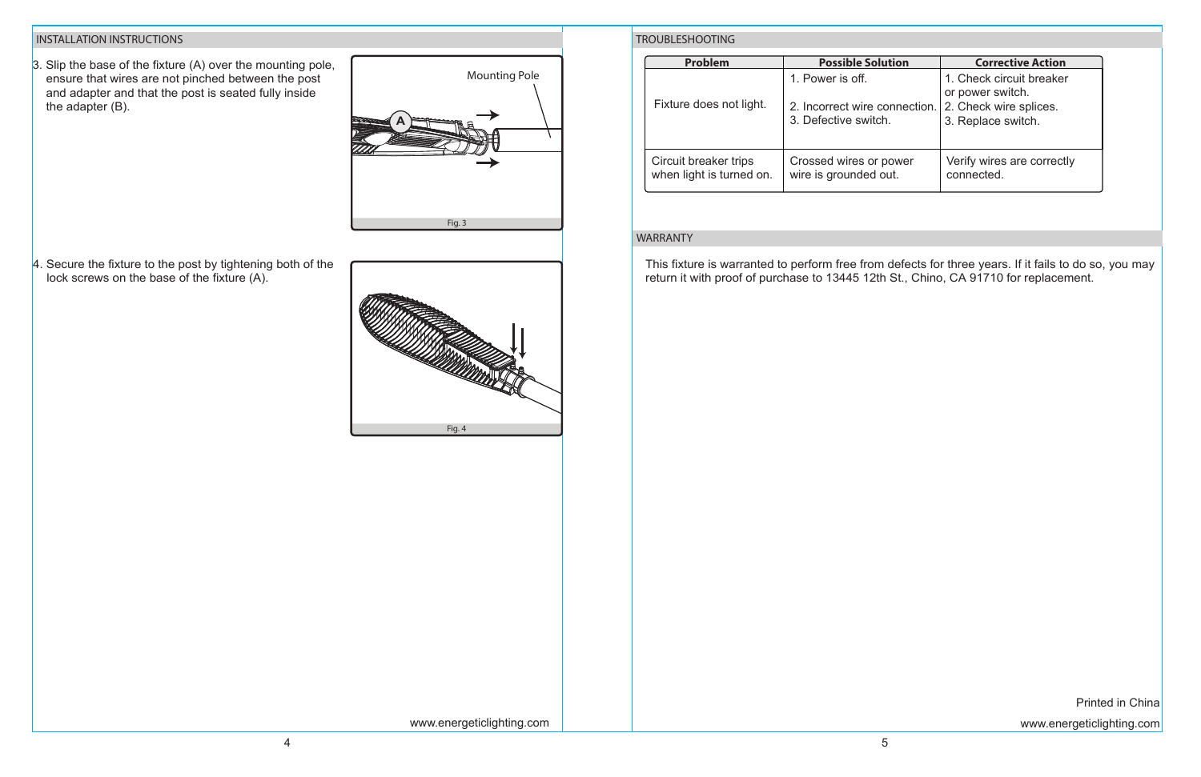## INSTALLATION INSTRUCTIONS

3. Slip the base of the fixture (A) over the mounting pole, ensure that wires are not pinched between the post and adapter and that the post is seated fully inside the adapter (B).

Mounting Pole

A

Fig. 3

4. Secure the fixture to the post by tightening both of the lock screws on the base of the fixture (A).

Fig. 4

www.energeticlighting.com

## TROUBLESHOOTING

| Problem | Possible Solution | Corrective Action |
| --- | --- | --- |
| Fixture does not light. | 1. Power is off.<br>2. Incorrect wire connection.<br>3. Defective switch. | 1. Check circuit breaker or power switch.<br>2. Check wire splices.<br>3. Replace switch. |
| Circuit breaker trips when light is turned on. | Crossed wires or power wire is grounded out. | Verify wires are correctly connected. |

## WARRANTY

This fixture is warranted to perform free from defects for three years. If it fails to do so, you may return it with proof of purchase to 13445 12th St., Chino, CA 91710 for replacement.

Printed in China

www.energeticlighting.com